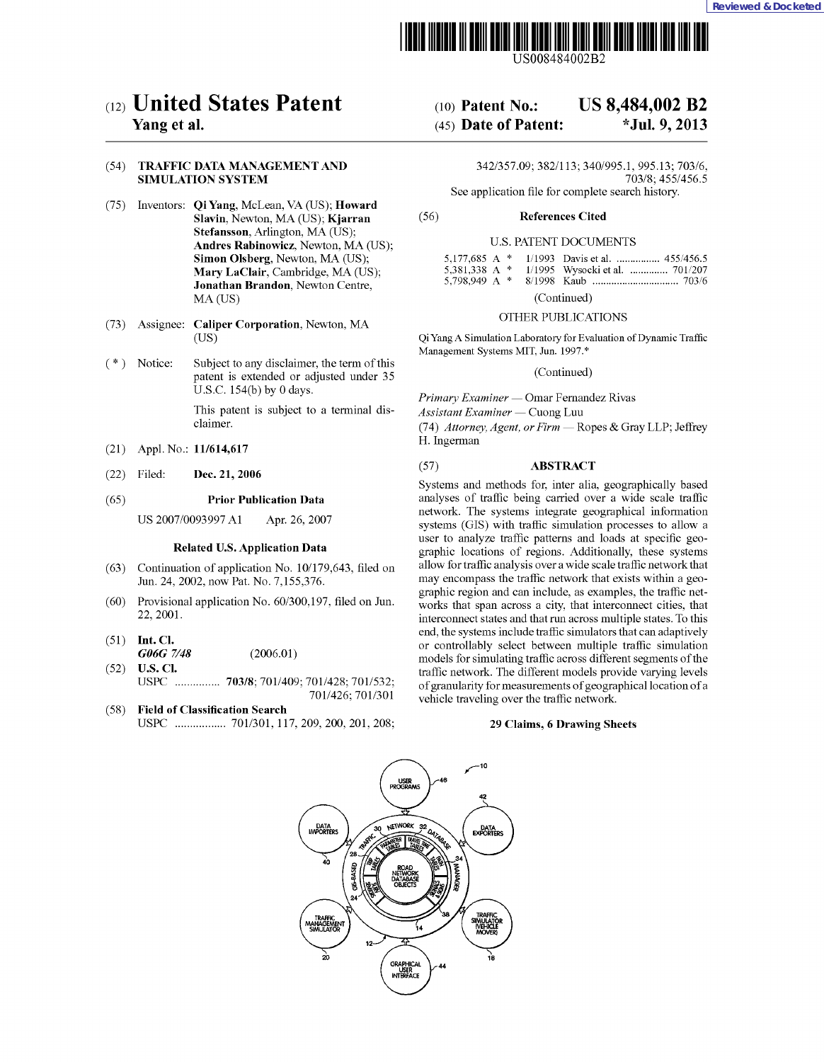Reviewed & Docketed

US008484002B2

# (12) United States Patent
**Yang et al.**

(10) **Patent No.: US 8,484,002 B2**

(45) **Date of Patent: *Jul. 9, 2013**

(54) **TRAFFIC DATA MANAGEMENT AND SIMULATION SYSTEM**

(75) Inventors: **Qi Yang**, McLean, VA (US); **Howard Slavin**, Newton, MA (US); **Kjarran Stefansson**, Arlington, MA (US); **Andres Rabinowicz**, Newton, MA (US); **Simon Olsberg**, Newton, MA (US); **Mary LaClair**, Cambridge, MA (US); **Jonathan Brandon**, Newton Centre, MA (US)

(73) Assignee: **Caliper Corporation**, Newton, MA (US)

( * ) Notice: Subject to any disclaimer, the term of this patent is extended or adjusted under 35 U.S.C. 154(b) by 0 days.

This patent is subject to a terminal disclaimer.

(21) Appl. No.: **11/614,617**

(22) Filed: **Dec. 21, 2006**

(65) **Prior Publication Data**

US 2007/0093997 A1 Apr. 26, 2007

**Related U.S. Application Data**

(63) Continuation of application No. 10/179,643, filed on Jun. 24, 2002, now Pat. No. 7,155,376.

(60) Provisional application No. 60/300,197, filed on Jun. 22, 2001.

(51) **Int. Cl.**
*G06G 7/48* (2006.01)

(52) **U.S. Cl.**
USPC ............... **703/8**; 701/409; 701/428; 701/532; 701/426; 701/301

(58) **Field of Classification Search**
USPC ................. 701/301, 117, 209, 200, 201, 208; 342/357.09; 382/113; 340/995.1, 995.13; 703/6, 703/8; 455/456.5
See application file for complete search history.

(56) **References Cited**

U.S. PATENT DOCUMENTS

| | | | | |
|---|---|---|---|---|
| 5,177,685 A * | 1/1993 | Davis et al. | ................ | 455/456.5 |
| 5,381,338 A * | 1/1995 | Wysocki et al. | .............. | 701/207 |
| 5,798,949 A * | 8/1998 | Kaub | ............................... | 703/6 |

(Continued)

OTHER PUBLICATIONS

Qi Yang A Simulation Laboratory for Evaluation of Dynamic Traffic Management Systems MIT, Jun. 1997.*

(Continued)

*Primary Examiner* — Omar Fernandez Rivas
*Assistant Examiner* — Cuong Luu
(74) *Attorney, Agent, or Firm* — Ropes & Gray LLP; Jeffrey H. Ingerman

(57) **ABSTRACT**

Systems and methods for, inter alia, geographically based analyses of traffic being carried over a wide scale traffic network. The systems integrate geographical information systems (GIS) with traffic simulation processes to allow a user to analyze traffic patterns and loads at specific geographic locations of regions. Additionally, these systems allow for traffic analysis over a wide scale traffic network that may encompass the traffic network that exists within a geographic region and can include, as examples, the traffic networks that span across a city, that interconnect cities, that interconnect states and that run across multiple states. To this end, the systems include traffic simulators that can adaptively or controllably select between multiple traffic simulation models for simulating traffic across different segments of the traffic network. The different models provide varying levels of granularity for measurements of geographical location of a vehicle traveling over the traffic network.

**29 Claims, 6 Drawing Sheets**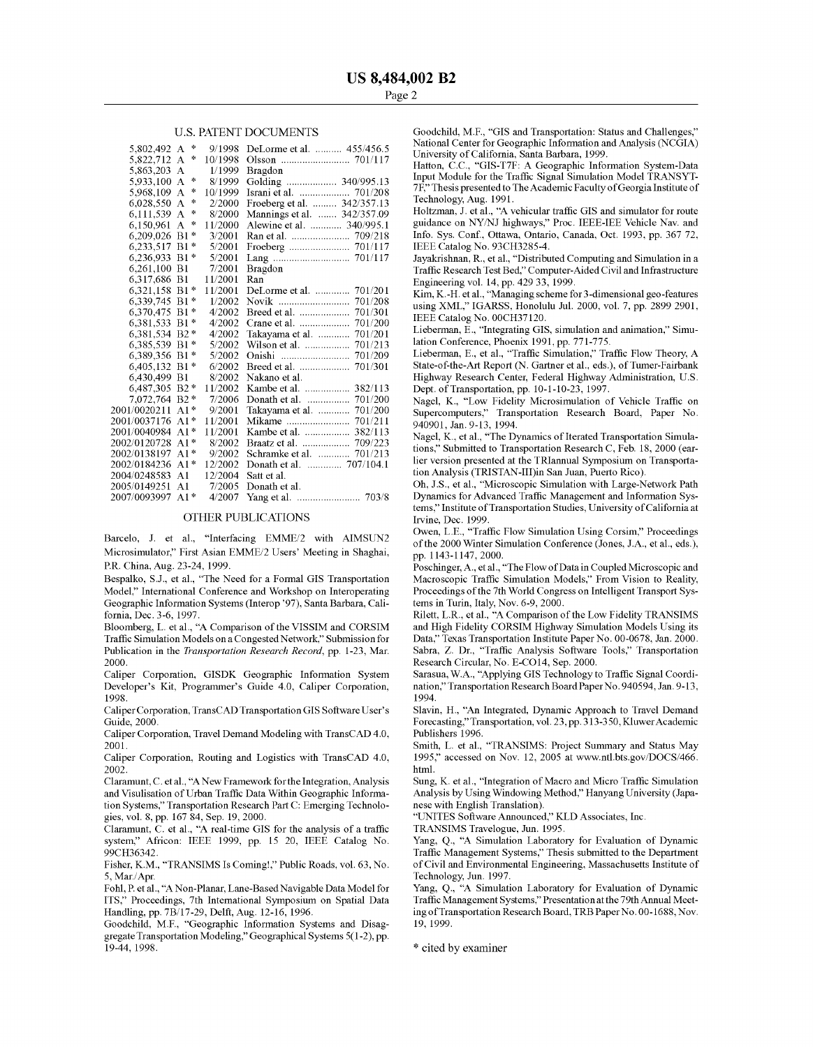## U.S. PATENT DOCUMENTS

| | | | | |
|---|---|---|---|---|
| 5,802,492 | A * | 9/1998 | DeLorme et al. | 455/456.5 |
| 5,822,712 | A * | 10/1998 | Olsson | 701/117 |
| 5,863,203 | A | 1/1999 | Bragdon | |
| 5,933,100 | A * | 8/1999 | Golding | 340/995.13 |
| 5,968,109 | A * | 10/1999 | Israni et al. | 701/208 |
| 6,028,550 | A * | 2/2000 | Froeberg et al. | 342/357.13 |
| 6,111,539 | A * | 8/2000 | Mannings et al. | 342/357.09 |
| 6,150,961 | A * | 11/2000 | Alewine et al. | 340/995.1 |
| 6,209,026 | B1 * | 3/2001 | Ran et al. | 709/218 |
| 6,233,517 | B1 * | 5/2001 | Froeberg | 701/117 |
| 6,236,933 | B1 * | 5/2001 | Lang | 701/117 |
| 6,261,100 | B1 | 7/2001 | Bragdon | |
| 6,317,686 | B1 | 11/2001 | Ran | |
| 6,321,158 | B1 * | 11/2001 | DeLorme et al. | 701/201 |
| 6,339,745 | B1 * | 1/2002 | Novik | 701/208 |
| 6,370,475 | B1 * | 4/2002 | Breed et al. | 701/301 |
| 6,381,533 | B1 * | 4/2002 | Crane et al. | 701/200 |
| 6,381,534 | B2 * | 4/2002 | Takayama et al. | 701/201 |
| 6,385,539 | B1 * | 5/2002 | Wilson et al. | 701/213 |
| 6,389,356 | B1 * | 5/2002 | Onishi | 701/209 |
| 6,405,132 | B1 * | 6/2002 | Breed et al. | 701/301 |
| 6,430,499 | B1 | 8/2002 | Nakano et al. | |
| 6,487,305 | B2 * | 11/2002 | Kambe et al. | 382/113 |
| 7,072,764 | B2 * | 7/2006 | Donath et al. | 701/200 |
| 2001/0020211 | A1 * | 9/2001 | Takayama et al. | 701/200 |
| 2001/0037176 | A1 * | 11/2001 | Mikame | 701/211 |
| 2001/0040984 | A1 * | 11/2001 | Kambe et al. | 382/113 |
| 2002/0120728 | A1 * | 8/2002 | Braatz et al. | 709/223 |
| 2002/0138197 | A1 * | 9/2002 | Schramke et al. | 701/213 |
| 2002/0184236 | A1 * | 12/2002 | Donath et al. | 707/104.1 |
| 2004/0248583 | A1 | 12/2004 | Satt et al. | |
| 2005/0149251 | A1 | 7/2005 | Donath et al. | |
| 2007/0093997 | A1 * | 4/2007 | Yang et al. | 703/8 |

## OTHER PUBLICATIONS

Barcelo, J. et al., "Interfacing EMME/2 with AIMSUN2 Microsimulator," First Asian EMME/2 Users' Meeting in Shaghai, P.R. China, Aug. 23-24, 1999.

Bespalko, S.J., et al., "The Need for a Formal GIS Transportation Model," International Conference and Workshop on Interoperating Geographic Information Systems (Interop '97), Santa Barbara, California, Dec. 3-6, 1997.

Bloomberg, L. et al., "A Comparison of the VISSIM and CORSIM Traffic Simulation Models on a Congested Network," Submission for Publication in the *Transportation Research Record*, pp. 1-23, Mar. 2000.

Caliper Corporation, GISDK Geographic Information System Developer's Kit, Programmer's Guide 4.0, Caliper Corporation, 1998.

Caliper Corporation, TransCAD Transportation GIS Software User's Guide, 2000.

Caliper Corporation, Travel Demand Modeling with TransCAD 4.0, 2001.

Caliper Corporation, Routing and Logistics with TransCAD 4.0, 2002.

Claramunt, C. et al., "A New Framework for the Integration, Analysis and Visulisation of Urban Traffic Data Within Geographic Information Systems," Transportation Research Part C: Emerging Technologies, vol. 8, pp. 167 84, Sep. 19, 2000.

Claramunt, C. et al., "A real-time GIS for the analysis of a traffic system," Africon: IEEE 1999, pp. 15 20, IEEE Catalog No. 99CH36342.

Fisher, K.M., "TRANSIMS Is Coming!," Public Roads, vol. 63, No. 5, Mar./Apr.

Fohl, P. et al., "A Non-Planar, Lane-Based Navigable Data Model for ITS," Proceedings, 7th International Symposium on Spatial Data Handling, pp. 7B/17-29, Delft, Aug. 12-16, 1996.

Goodchild, M.F., "Geographic Information Systems and Disaggregate Transportation Modeling," Geographical Systems 5(1-2), pp. 19-44, 1998.

Goodchild, M.F., "GIS and Transportation: Status and Challenges," National Center for Geographic Information and Analysis (NCGIA) University of California, Santa Barbara, 1999.

Hatton, C.C., "GIS-T7F: A Geographic Information System-Data Input Module for the Traffic Signal Simulation Model TRANSYT-7F," Thesis presented to The Academic Faculty of Georgia Institute of Technology, Aug. 1991.

Holtzman, J. et al., "A vehicular traffic GIS and simulator for route guidance on NY/NJ highways," Proc. IEEE-IEE Vehicle Nav. and Info. Sys. Conf., Ottawa, Ontario, Canada, Oct. 1993, pp. 367 72, IEEE Catalog No. 93CH3285-4.

Jayakrishnan, R., et al., "Distributed Computing and Simulation in a Traffic Research Test Bed," Computer-Aided Civil and Infrastructure Engineering vol. 14, pp. 429 33, 1999.

Kim, K.-H. et al., "Managing scheme for 3-dimensional geo-features using XML," IGARSS, Honolulu Jul. 2000, vol. 7, pp. 2899 2901, IEEE Catalog No. 00CH37120.

Lieberman, E., "Integrating GIS, simulation and animation," Simulation Conference, Phoenix 1991, pp. 771-775.

Lieberman, E., et al., "Traffic Simulation," Traffic Flow Theory, A State-of-the-Art Report (N. Gartner et al., eds.), of Turner-Fairbank Highway Research Center, Federal Highway Administration, U.S. Dept. of Transportation, pp. 10-1-10-23, 1997.

Nagel, K., "Low Fidelity Microsimulation of Vehicle Traffic on Supercomputers," Transportation Research Board, Paper No. 940901, Jan. 9-13, 1994.

Nagel, K., et al., "The Dynamics of Iterated Transportation Simulations," Submitted to Transportation Research C, Feb. 18, 2000 (earlier version presented at the TRIannual Symposium on Transportation Analysis (TRISTAN-III)in San Juan, Puerto Rico).

Oh, J.S., et al., "Microscopic Simulation with Large-Network Path Dynamics for Advanced Traffic Management and Information Systems," Institute of Transportation Studies, University of California at Irvine, Dec. 1999.

Owen, L.E., "Traffic Flow Simulation Using Corsim," Proceedings of the 2000 Winter Simulation Conference (Jones, J.A., et al., eds.), pp. 1143-1147, 2000.

Poschinger, A., et al., "The Flow of Data in Coupled Microscopic and Macroscopic Traffic Simulation Models," From Vision to Reality, Proceedings of the 7th World Congress on Intelligent Transport Systems in Turin, Italy, Nov. 6-9, 2000.

Rilett, L.R., et al., "A Comparison of the Low Fidelity TRANSIMS and High Fidelity CORSIM Highway Simulation Models Using its Data," Texas Transportation Institute Paper No. 00-0678, Jan. 2000.

Sabra, Z. Dr., "Traffic Analysis Software Tools," Transportation Research Circular, No. E-CO14, Sep. 2000.

Sarasua, W.A., "Applying GIS Technology to Traffic Signal Coordination," Transportation Research Board Paper No. 940594, Jan. 9-13, 1994.

Slavin, H., "An Integrated, Dynamic Approach to Travel Demand Forecasting," Transportation, vol. 23, pp. 313-350, Kluwer Academic Publishers 1996.

Smith, L. et al., "TRANSIMS: Project Summary and Status May 1995," accessed on Nov. 12, 2005 at www.ntl.bts.gov/DOCS/466.html.

Sung, K. et al., "Integration of Macro and Micro Traffic Simulation Analysis by Using Windowing Method," Hanyang University (Japanese with English Translation).

"UNITES Software Announced," KLD Associates, Inc.

TRANSIMS Travelogue, Jun. 1995.

Yang, Q., "A Simulation Laboratory for Evaluation of Dynamic Traffic Management Systems," Thesis submitted to the Department of Civil and Environmental Engineering, Massachusetts Institute of Technology, Jun. 1997.

Yang, Q., "A Simulation Laboratory for Evaluation of Dynamic Traffic Management Systems," Presentation at the 79th Annual Meeting of Transportation Research Board, TRB Paper No. 00-1688, Nov. 19, 1999.

\* cited by examiner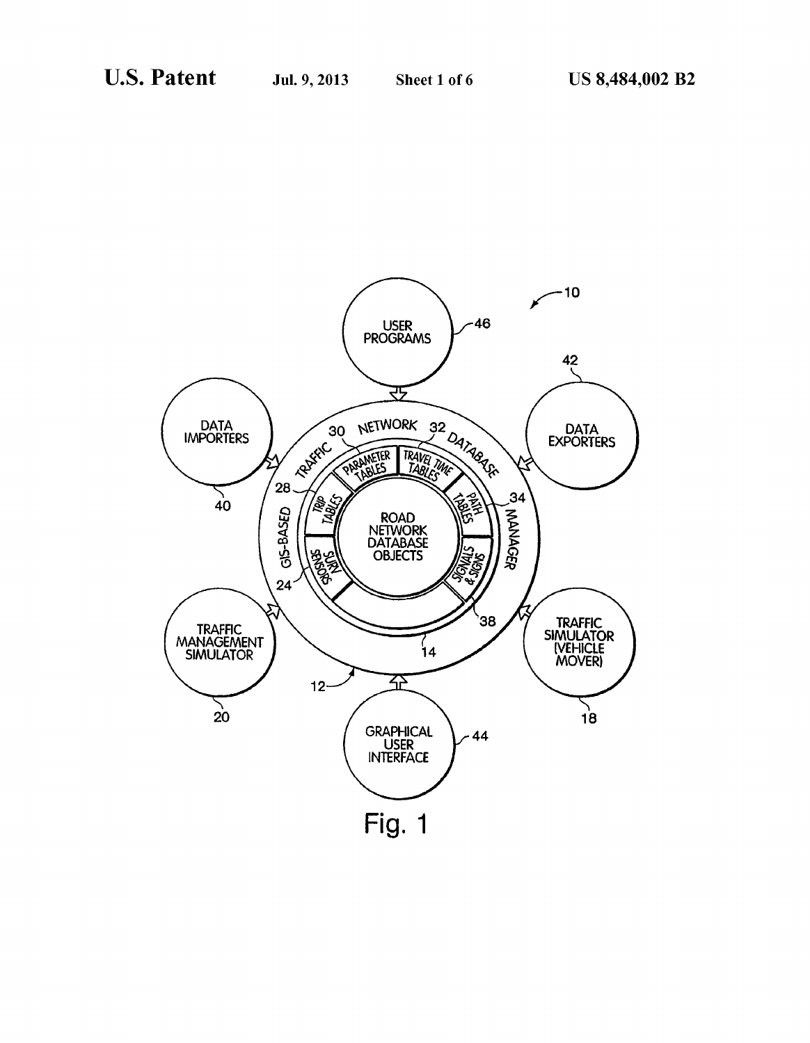Fig. 1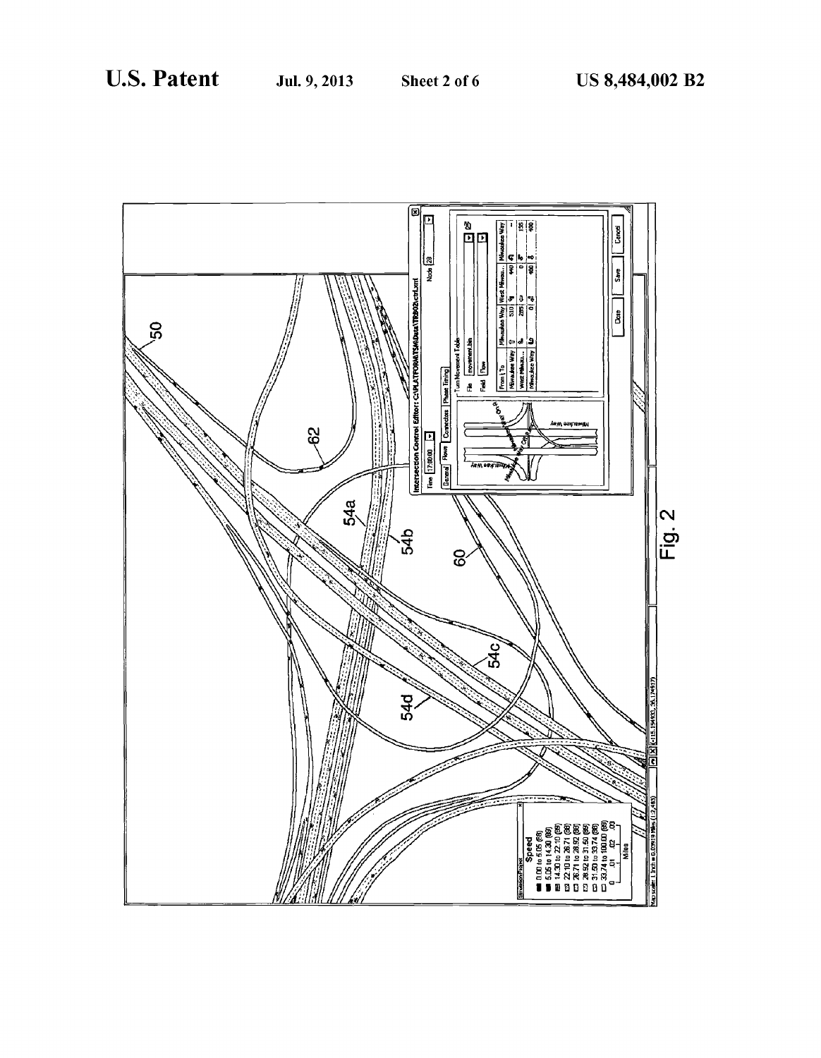Fig. 2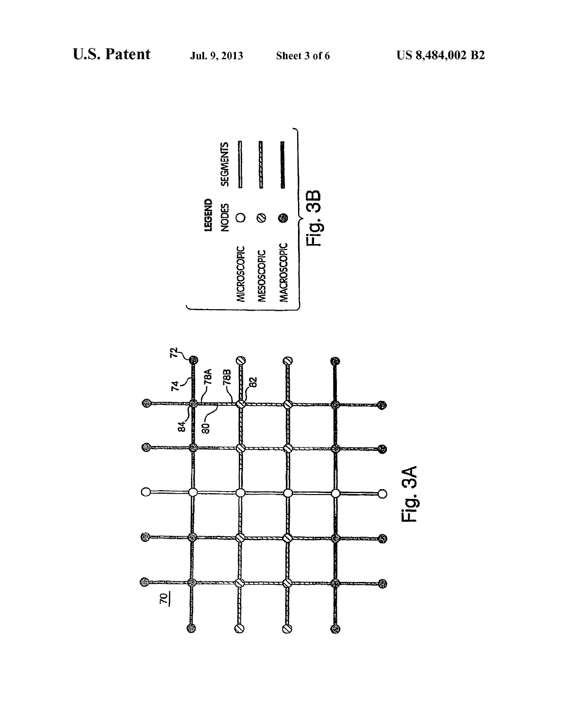Fig. 3A

| LEGEND | NODES | SEGMENTS |
| --- | --- | --- |
| MICROSCOPIC | ○ | ═ |
| MESOSCOPIC | ⊘ | ▨ |
| MACROSCOPIC | ● | ▬ |

Fig. 3B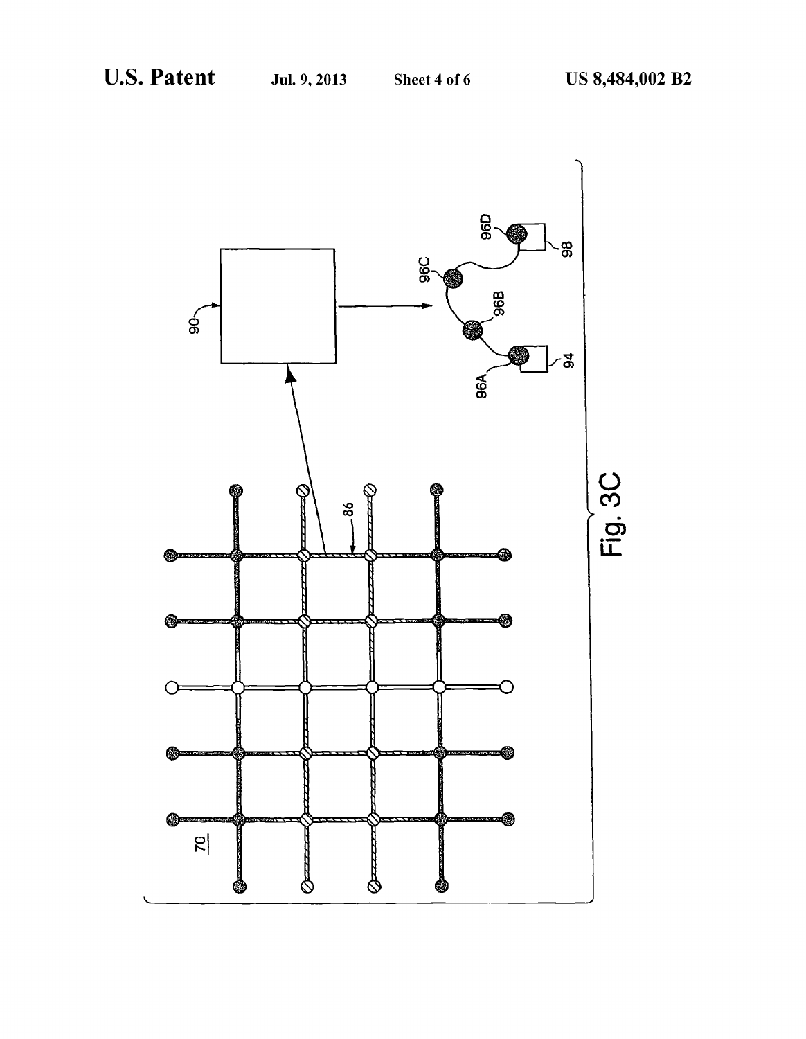Fig. 3C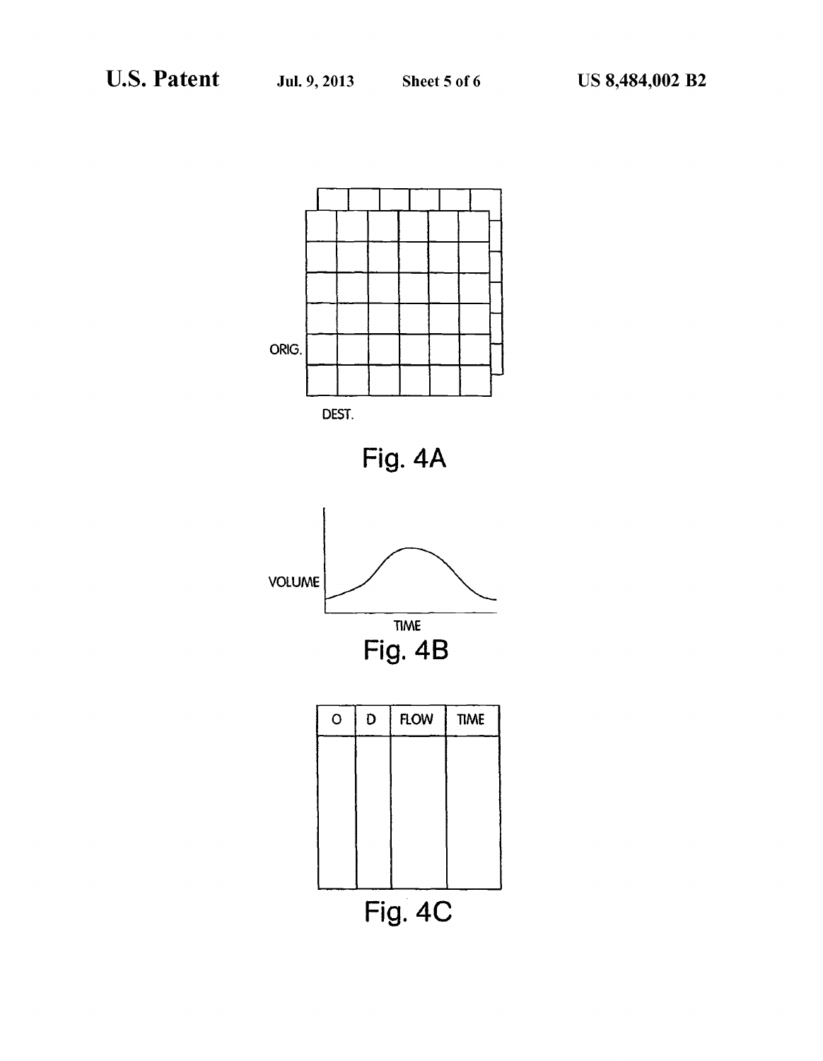ORIG.

DEST.

Fig. 4A

VOLUME

TIME

Fig. 4B

| O | D | FLOW | TIME |
| --- | --- | --- | --- |
| | | | |

Fig. 4C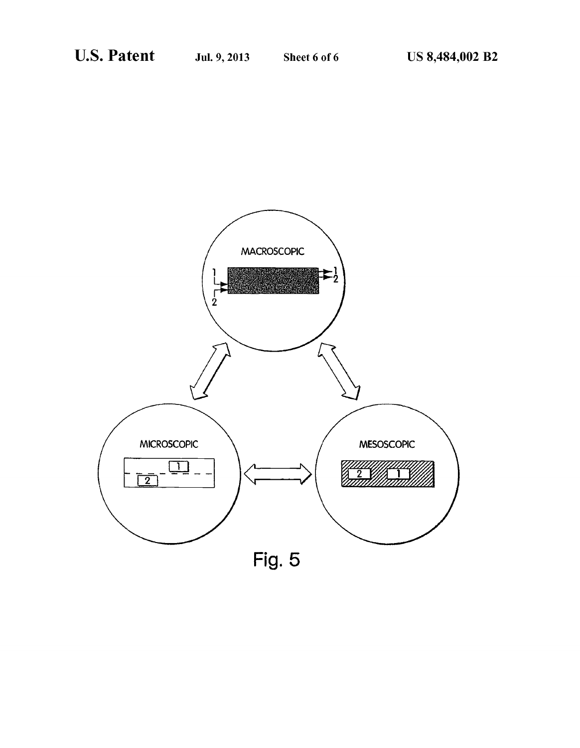MACROSCOPIC

MICROSCOPIC

MESOSCOPIC

Fig. 5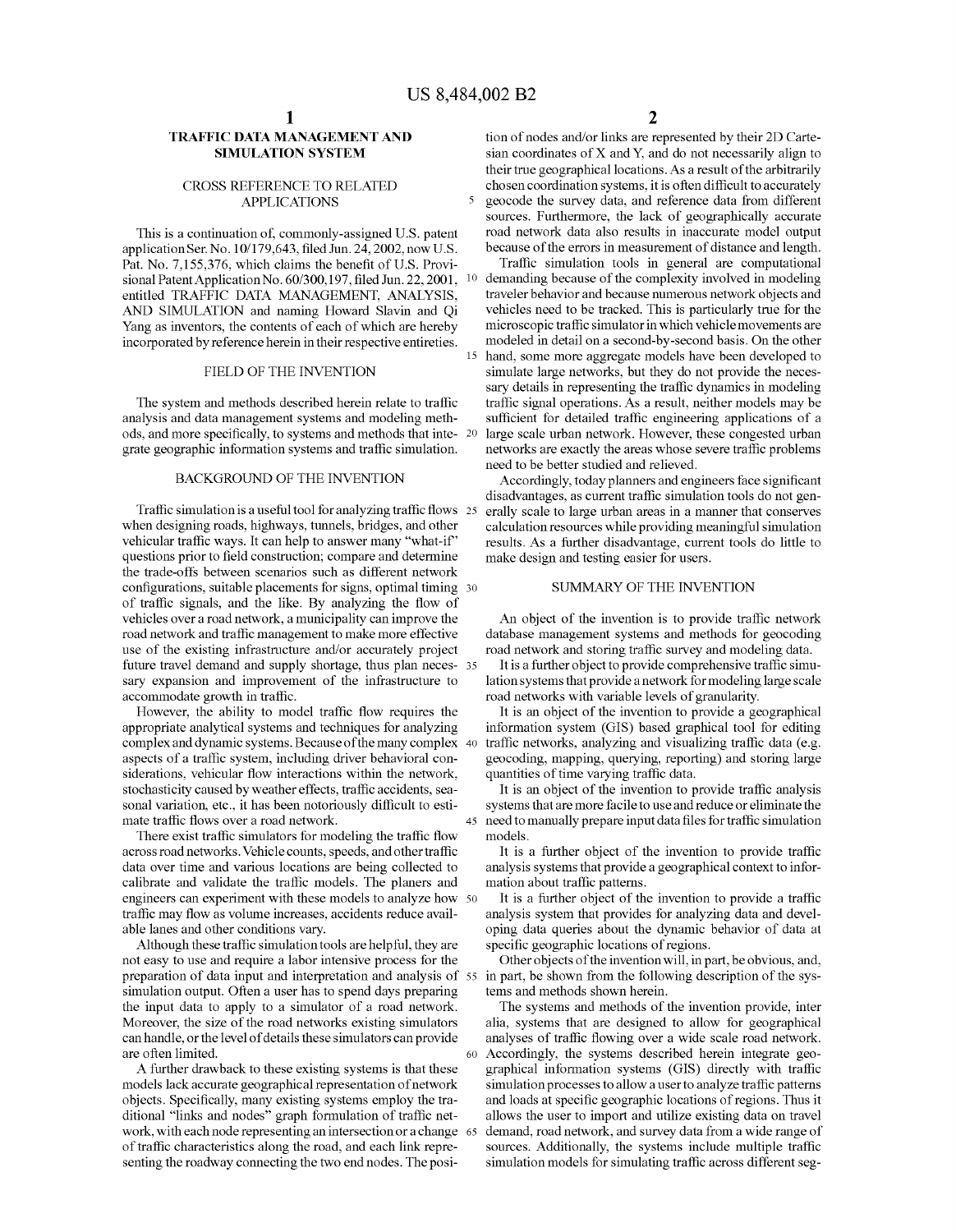# TRAFFIC DATA MANAGEMENT AND SIMULATION SYSTEM

## CROSS REFERENCE TO RELATED APPLICATIONS

This is a continuation of, commonly-assigned U.S. patent application Ser. No. 10/179,643, filed Jun. 24, 2002, now U.S. Pat. No. 7,155,376, which claims the benefit of U.S. Provisional Patent Application No. 60/300,197, filed Jun. 22, 2001, entitled TRAFFIC DATA MANAGEMENT, ANALYSIS, AND SIMULATION and naming Howard Slavin and Qi Yang as inventors, the contents of each of which are hereby incorporated by reference herein in their respective entireties.

## FIELD OF THE INVENTION

The system and methods described herein relate to traffic analysis and data management systems and modeling methods, and more specifically, to systems and methods that integrate geographic information systems and traffic simulation.

## BACKGROUND OF THE INVENTION

Traffic simulation is a useful tool for analyzing traffic flows when designing roads, highways, tunnels, bridges, and other vehicular traffic ways. It can help to answer many "what-if" questions prior to field construction; compare and determine the trade-offs between scenarios such as different network configurations, suitable placements for signs, optimal timing of traffic signals, and the like. By analyzing the flow of vehicles over a road network, a municipality can improve the road network and traffic management to make more effective use of the existing infrastructure and/or accurately project future travel demand and supply shortage, thus plan necessary expansion and improvement of the infrastructure to accommodate growth in traffic.

However, the ability to model traffic flow requires the appropriate analytical systems and techniques for analyzing complex and dynamic systems. Because of the many complex aspects of a traffic system, including driver behavioral considerations, vehicular flow interactions within the network, stochasticity caused by weather effects, traffic accidents, seasonal variation, etc., it has been notoriously difficult to estimate traffic flows over a road network.

There exist traffic simulators for modeling the traffic flow across road networks. Vehicle counts, speeds, and other traffic data over time and various locations are being collected to calibrate and validate the traffic models. The planners and engineers can experiment with these models to analyze how traffic may flow as volume increases, accidents reduce available lanes and other conditions vary.

Although these traffic simulation tools are helpful, they are not easy to use and require a labor intensive process for the preparation of data input and interpretation and analysis of simulation output. Often a user has to spend days preparing the input data to apply to a simulator of a road network. Moreover, the size of the road networks existing simulators can handle, or the level of details these simulators can provide are often limited.

A further drawback to these existing systems is that these models lack accurate geographical representation of network objects. Specifically, many existing systems employ the traditional "links and nodes" graph formulation of traffic network, with each node representing an intersection or a change of traffic characteristics along the road, and each link representing the roadway connecting the two end nodes. The position of nodes and/or links are represented by their 2D Cartesian coordinates of X and Y, and do not necessarily align to their true geographical locations. As a result of the arbitrarily chosen coordination systems, it is often difficult to accurately geocode the survey data, and reference data from different sources. Furthermore, the lack of geographically accurate road network data also results in inaccurate model output because of the errors in measurement of distance and length.

Traffic simulation tools in general are computational demanding because of the complexity involved in modeling traveler behavior and because numerous network objects and vehicles need to be tracked. This is particularly true for the microscopic traffic simulator in which vehicle movements are modeled in detail on a second-by-second basis. On the other hand, some more aggregate models have been developed to simulate large networks, but they do not provide the necessary details in representing the traffic dynamics in modeling traffic signal operations. As a result, neither models may be sufficient for detailed traffic engineering applications of a large scale urban network. However, these congested urban networks are exactly the areas whose severe traffic problems need to be better studied and relieved.

Accordingly, today planners and engineers face significant disadvantages, as current traffic simulation tools do not generally scale to large urban areas in a manner that conserves calculation resources while providing meaningful simulation results. As a further disadvantage, current tools do little to make design and testing easier for users.

## SUMMARY OF THE INVENTION

An object of the invention is to provide traffic network database management systems and methods for geocoding road network and storing traffic survey and modeling data.

It is a further object to provide comprehensive traffic simulation systems that provide a network for modeling large scale road networks with variable levels of granularity.

It is an object of the invention to provide a geographical information system (GIS) based graphical tool for editing traffic networks, analyzing and visualizing traffic data (e.g. geocoding, mapping, querying, reporting) and storing large quantities of time varying traffic data.

It is an object of the invention to provide traffic analysis systems that are more facile to use and reduce or eliminate the need to manually prepare input data files for traffic simulation models.

It is a further object of the invention to provide traffic analysis systems that provide a geographical context to information about traffic patterns.

It is a further object of the invention to provide a traffic analysis system that provides for analyzing data and developing data queries about the dynamic behavior of data at specific geographic locations of regions.

Other objects of the invention will, in part, be obvious, and, in part, be shown from the following description of the systems and methods shown herein.

The systems and methods of the invention provide, inter alia, systems that are designed to allow for geographical analyses of traffic flowing over a wide scale road network. Accordingly, the systems described herein integrate geographical information systems (GIS) directly with traffic simulation processes to allow a user to analyze traffic patterns and loads at specific geographic locations of regions. Thus it allows the user to import and utilize existing data on travel demand, road network, and survey data from a wide range of sources. Additionally, the systems include multiple traffic simulation models for simulating traffic across different seg-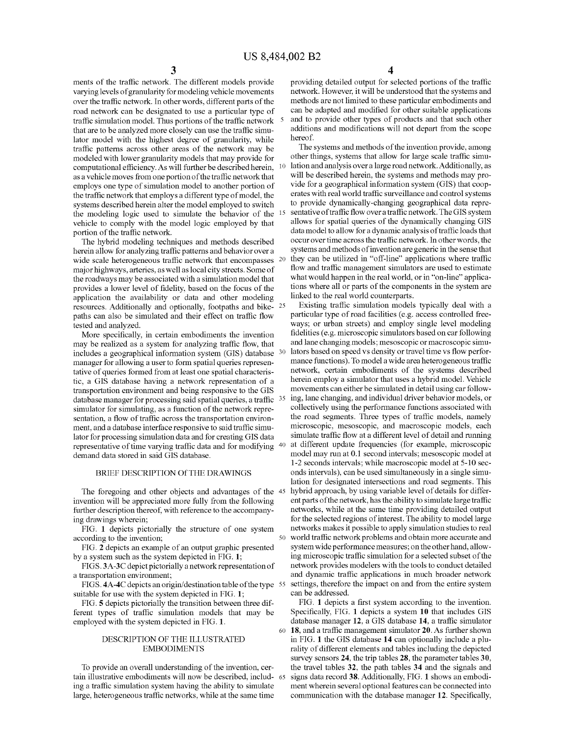ments of the traffic network. The different models provide varying levels of granularity for modeling vehicle movements over the traffic network. In other words, different parts of the road network can be designated to use a particular type of traffic simulation model. Thus portions of the traffic network that are to be analyzed more closely can use the traffic simulator model with the highest degree of granularity, while traffic patterns across other areas of the network may be modeled with lower granularity models that may provide for computational efficiency. As will further be described herein, as a vehicle moves from one portion of the traffic network that employs one type of simulation model to another portion of the traffic network that employs a different type of model, the systems described herein alter the model employed to switch the modeling logic used to simulate the behavior of the vehicle to comply with the model logic employed by that portion of the traffic network.

The hybrid modeling techniques and methods described herein allow for analyzing traffic patterns and behavior over a wide scale heterogeneous traffic network that encompasses major highways, arteries, as well as local city streets. Some of the roadways may be associated with a simulation model that provides a lower level of fidelity, based on the focus of the application the availability or data and other modeling resources. Additionally and optionally, footpaths and bike-paths can also be simulated and their effect on traffic flow tested and analyzed.

More specifically, in certain embodiments the invention may be realized as a system for analyzing traffic flow, that includes a geographical information system (GIS) database manager for allowing a user to form spatial queries representative of queries formed from at least one spatial characteristic, a GIS database having a network representation of a transportation environment and being responsive to the GIS database manager for processing said spatial queries, a traffic simulator for simulating, as a function of the network representation, a flow of traffic across the transportation environment, and a database interface responsive to said traffic simulator for processing simulation data and for creating GIS data representative of time varying traffic data and for modifying demand data stored in said GIS database.

## BRIEF DESCRIPTION OF THE DRAWINGS

The foregoing and other objects and advantages of the invention will be appreciated more fully from the following further description thereof, with reference to the accompanying drawings wherein;

FIG. **1** depicts pictorially the structure of one system according to the invention;

FIG. **2** depicts an example of an output graphic presented by a system such as the system depicted in FIG. **1**;

FIGS. **3**A-**3**C depict pictorially a network representation of a transportation environment;

FIGS. **4**A-**4**C depicts an origin/destination table of the type suitable for use with the system depicted in FIG. **1**;

FIG. **5** depicts pictorially the transition between three different types of traffic simulation models that may be employed with the system depicted in FIG. **1**.

## DESCRIPTION OF THE ILLUSTRATED EMBODIMENTS

To provide an overall understanding of the invention, certain illustrative embodiments will now be described, including a traffic simulation system having the ability to simulate large, heterogeneous traffic networks, while at the same time providing detailed output for selected portions of the traffic network. However, it will be understood that the systems and methods are not limited to these particular embodiments and can be adapted and modified for other suitable applications and to provide other types of products and that such other additions and modifications will not depart from the scope hereof.

The systems and methods of the invention provide, among other things, systems that allow for large scale traffic simulation and analysis over a large road network. Additionally, as will be described herein, the systems and methods may provide for a geographical information system (GIS) that cooperates with real world traffic surveillance and control systems to provide dynamically-changing geographical data representative of traffic flow over a traffic network. The GIS system allows for spatial queries of the dynamically changing GIS data model to allow for a dynamic analysis of traffic loads that occur over time across the traffic network. In other words, the systems and methods of invention are generic in the sense that they can be utilized in "off-line" applications where traffic flow and traffic management simulators are used to estimate what would happen in the real world, or in "on-line" applications where all or parts of the components in the system are linked to the real world counterparts.

Existing traffic simulation models typically deal with a particular type of road facilities (e.g. access controlled freeways; or urban streets) and employ single level modeling fidelities (e.g. microscopic simulators based on car following and lane changing models; mesoscopic or macroscopic simulators based on speed vs density or travel time vs flow performance functions). To model a wide area heterogeneous traffic network, certain embodiments of the systems described herein employ a simulator that uses a hybrid model. Vehicle movements can either be simulated in detail using car following, lane changing, and individual driver behavior models, or collectively using the performance functions associated with the road segments. Three types of traffic models, namely microscopic, mesoscopic, and macroscopic models, each simulate traffic flow at a different level of detail and running at different update frequencies (for example, microscopic model may run at 0.1 second intervals; mesoscopic model at 1-2 seconds intervals; while macroscopic model at 5-10 seconds intervals), can be used simultaneously in a single simulation for designated intersections and road segments. This hybrid approach, by using variable level of details for different parts of the network, has the ability to simulate large traffic networks, while at the same time providing detailed output for the selected regions of interest. The ability to model large networks makes it possible to apply simulation studies to real world traffic network problems and obtain more accurate and system wide performance measures; on the other hand, allowing microscopic traffic simulation for a selected subset of the network provides modelers with the tools to conduct detailed and dynamic traffic applications in much broader network settings, therefore the impact on and from the entire system can be addressed.

FIG. **1** depicts a first system according to the invention. Specifically, FIG. **1** depicts a system **10** that includes GIS database manager **12**, a GIS database **14**, a traffic simulator **18**, and a traffic management simulator **20**. As further shown in FIG. **1** the GIS database **14** can optionally include a plurality of different elements and tables including the depicted survey sensors **24**, the trip tables **28**, the parameter tables **30**, the travel tables **32**, the path tables **34** and the signals and signs data record **38**. Additionally, FIG. **1** shows an embodiment wherein several optional features can be connected into communication with the database manager **12**. Specifically,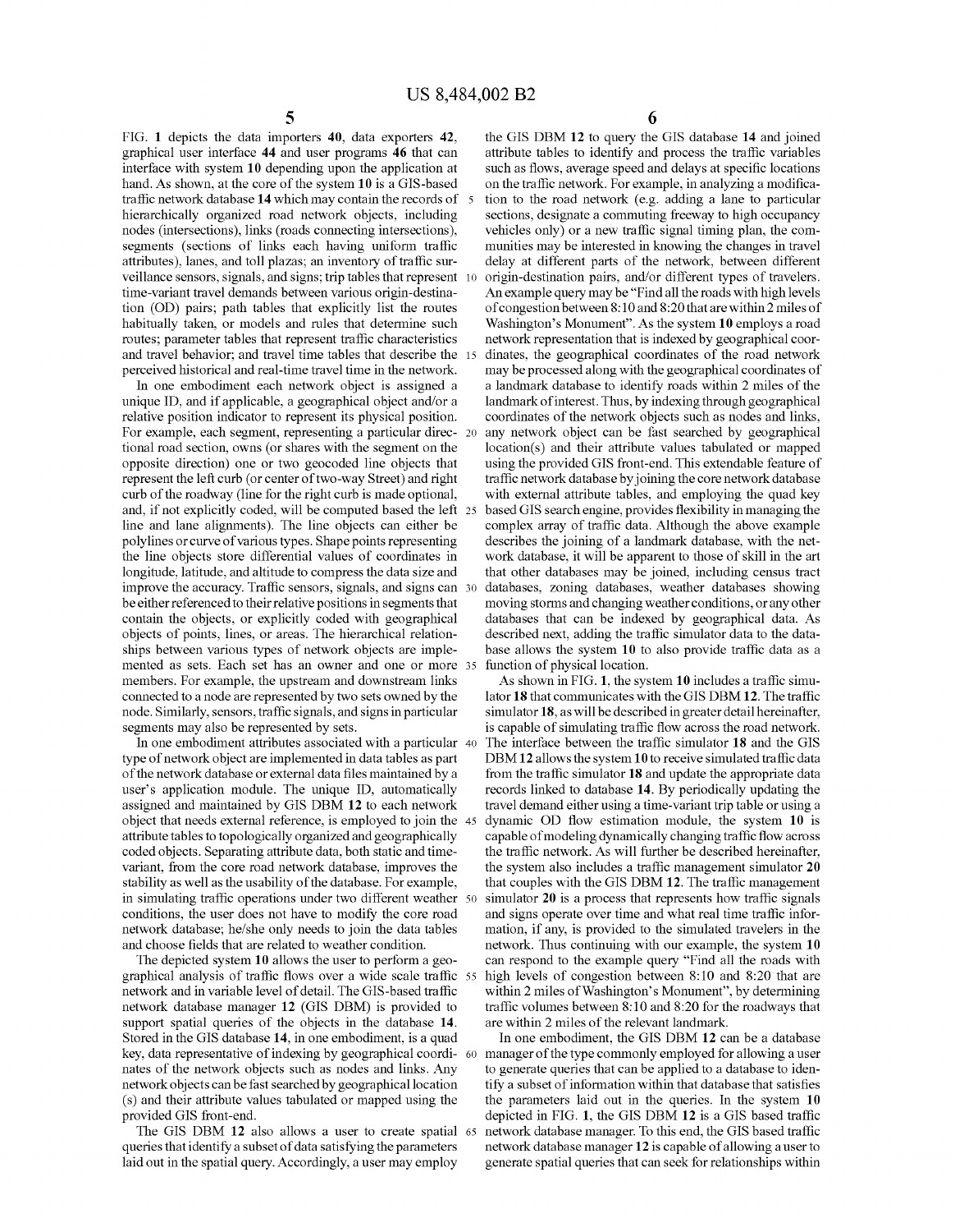FIG. 1 depicts the data importers 40, data exporters 42, graphical user interface 44 and user programs 46 that can interface with system 10 depending upon the application at hand. As shown, at the core of the system 10 is a GIS-based traffic network database 14 which may contain the records of hierarchically organized road network objects, including nodes (intersections), links (roads connecting intersections), segments (sections of links each having uniform traffic attributes), lanes, and toll plazas; an inventory of traffic surveillance sensors, signals, and signs; trip tables that represent time-variant travel demands between various origin-destination (OD) pairs; path tables that explicitly list the routes habitually taken, or models and rules that determine such routes; parameter tables that represent traffic characteristics and travel behavior; and travel time tables that describe the perceived historical and real-time travel time in the network.

In one embodiment each network object is assigned a unique ID, and if applicable, a geographical object and/or a relative position indicator to represent its physical position. For example, each segment, representing a particular directional road section, owns (or shares with the segment on the opposite direction) one or two geocoded line objects that represent the left curb (or center of two-way Street) and right curb of the roadway (line for the right curb is made optional, and, if not explicitly coded, will be computed based the left line and lane alignments). The line objects can either be polylines or curve of various types. Shape points representing the line objects store differential values of coordinates in longitude, latitude, and altitude to compress the data size and improve the accuracy. Traffic sensors, signals, and signs can be either referenced to their relative positions in segments that contain the objects, or explicitly coded with geographical objects of points, lines, or areas. The hierarchical relationships between various types of network objects are implemented as sets. Each set has an owner and one or more members. For example, the upstream and downstream links connected to a node are represented by two sets owned by the node. Similarly, sensors, traffic signals, and signs in particular segments may also be represented by sets.

In one embodiment attributes associated with a particular type of network object are implemented in data tables as part of the network database or external data files maintained by a user's application module. The unique ID, automatically assigned and maintained by GIS DBM 12 to each network object that needs external reference, is employed to join the attribute tables to topologically organized and geographically coded objects. Separating attribute data, both static and time-variant, from the core road network database, improves the stability as well as the usability of the database. For example, in simulating traffic operations under two different weather conditions, the user does not have to modify the core road network database; he/she only needs to join the data tables and choose fields that are related to weather condition.

The depicted system 10 allows the user to perform a geographical analysis of traffic flows over a wide scale traffic network and in variable level of detail. The GIS-based traffic network database manager 12 (GIS DBM) is provided to support spatial queries of the objects in the database 14. Stored in the GIS database 14, in one embodiment, is a quad key, data representative of indexing by geographical coordinates of the network objects such as nodes and links. Any network objects can be fast searched by geographical location (s) and their attribute values tabulated or mapped using the provided GIS front-end.

The GIS DBM 12 also allows a user to create spatial queries that identify a subset of data satisfying the parameters laid out in the spatial query. Accordingly, a user may employ the GIS DBM 12 to query the GIS database 14 and joined attribute tables to identify and process the traffic variables such as flows, average speed and delays at specific locations on the traffic network. For example, in analyzing a modification to the road network (e.g. adding a lane to particular sections, designate a commuting freeway to high occupancy vehicles only) or a new traffic signal timing plan, the communities may be interested in knowing the changes in travel delay at different parts of the network, between different origin-destination pairs, and/or different types of travelers. An example query may be "Find all the roads with high levels of congestion between 8:10 and 8:20 that are within 2 miles of Washington's Monument". As the system 10 employs a road network representation that is indexed by geographical coordinates, the geographical coordinates of the road network may be processed along with the geographical coordinates of a landmark database to identify roads within 2 miles of the landmark of interest. Thus, by indexing through geographical coordinates of the network objects such as nodes and links, any network object can be fast searched by geographical location(s) and their attribute values tabulated or mapped using the provided GIS front-end. This extendable feature of traffic network database by joining the core network database with external attribute tables, and employing the quad key based GIS search engine, provides flexibility in managing the complex array of traffic data. Although the above example describes the joining of a landmark database, with the network database, it will be apparent to those of skill in the art that other databases may be joined, including census tract databases, zoning databases, weather databases showing moving storms and changing weather conditions, or any other databases that can be indexed by geographical data. As described next, adding the traffic simulator data to the database allows the system 10 to also provide traffic data as a function of physical location.

As shown in FIG. 1, the system 10 includes a traffic simulator 18 that communicates with the GIS DBM 12. The traffic simulator 18, as will be described in greater detail hereinafter, is capable of simulating traffic flow across the road network. The interface between the traffic simulator 18 and the GIS DBM 12 allows the system 10 to receive simulated traffic data from the traffic simulator 18 and update the appropriate data records linked to database 14. By periodically updating the travel demand either using a time-variant trip table or using a dynamic OD flow estimation module, the system 10 is capable of modeling dynamically changing traffic flow across the traffic network. As will further be described hereinafter, the system also includes a traffic management simulator 20 that couples with the GIS DBM 12. The traffic management simulator 20 is a process that represents how traffic signals and signs operate over time and what real time traffic information, if any, is provided to the simulated travelers in the network. Thus continuing with our example, the system 10 can respond to the example query "Find all the roads with high levels of congestion between 8:10 and 8:20 that are within 2 miles of Washington's Monument", by determining traffic volumes between 8:10 and 8:20 for the roadways that are within 2 miles of the relevant landmark.

In one embodiment, the GIS DBM 12 can be a database manager of the type commonly employed for allowing a user to generate queries that can be applied to a database to identify a subset of information within that database that satisfies the parameters laid out in the queries. In the system 10 depicted in FIG. 1, the GIS DBM 12 is a GIS based traffic network database manager. To this end, the GIS based traffic network database manager 12 is capable of allowing a user to generate spatial queries that can seek for relationships within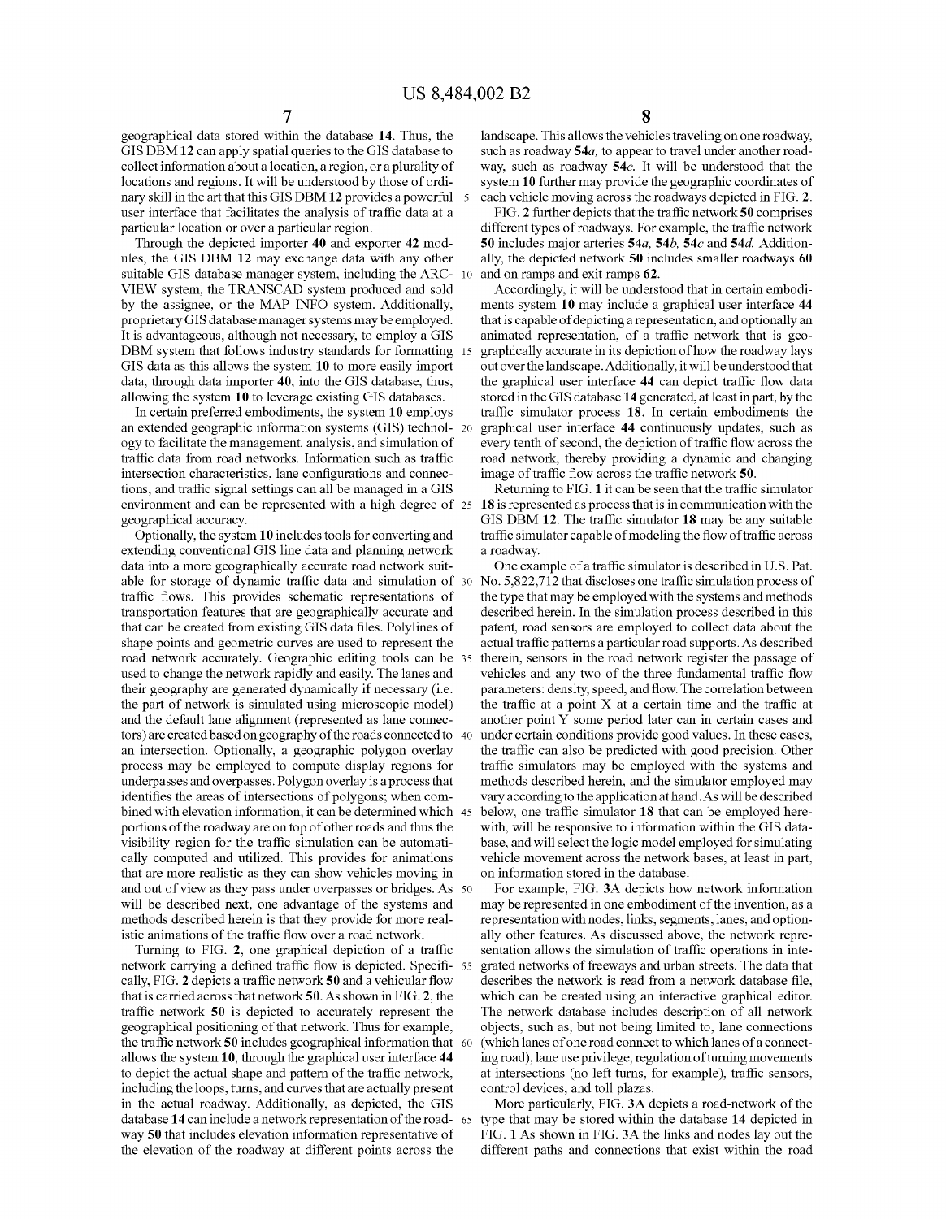geographical data stored within the database **14**. Thus, the GIS DBM **12** can apply spatial queries to the GIS database to collect information about a location, a region, or a plurality of locations and regions. It will be understood by those of ordinary skill in the art that this GIS DBM **12** provides a powerful user interface that facilitates the analysis of traffic data at a particular location or over a particular region.

Through the depicted importer **40** and exporter **42** modules, the GIS DBM **12** may exchange data with any other suitable GIS database manager system, including the ARC-VIEW system, the TRANSCAD system produced and sold by the assignee, or the MAP INFO system. Additionally, proprietary GIS database manager systems may be employed. It is advantageous, although not necessary, to employ a GIS DBM system that follows industry standards for formatting GIS data as this allows the system **10** to more easily import data, through data importer **40**, into the GIS database, thus, allowing the system **10** to leverage existing GIS databases.

In certain preferred embodiments, the system **10** employs an extended geographic information systems (GIS) technology to facilitate the management, analysis, and simulation of traffic data from road networks. Information such as traffic intersection characteristics, lane configurations and connections, and traffic signal settings can all be managed in a GIS environment and can be represented with a high degree of geographical accuracy.

Optionally, the system **10** includes tools for converting and extending conventional GIS line data and planning network data into a more geographically accurate road network suitable for storage of dynamic traffic data and simulation of traffic flows. This provides schematic representations of transportation features that are geographically accurate and that can be created from existing GIS data files. Polylines of shape points and geometric curves are used to represent the road network accurately. Geographic editing tools can be used to change the network rapidly and easily. The lanes and their geography are generated dynamically if necessary (i.e. the part of network is simulated using microscopic model) and the default lane alignment (represented as lane connectors) are created based on geography of the roads connected to an intersection. Optionally, a geographic polygon overlay process may be employed to compute display regions for underpasses and overpasses. Polygon overlay is a process that identifies the areas of intersections of polygons; when combined with elevation information, it can be determined which portions of the roadway are on top of other roads and thus the visibility region for the traffic simulation can be automatically computed and utilized. This provides for animations that are more realistic as they can show vehicles moving in and out of view as they pass under overpasses or bridges. As will be described next, one advantage of the systems and methods described herein is that they provide for more realistic animations of the traffic flow over a road network.

Turning to FIG. **2**, one graphical depiction of a traffic network carrying a defined traffic flow is depicted. Specifically, FIG. **2** depicts a traffic network **50** and a vehicular flow that is carried across that network **50**. As shown in FIG. **2**, the traffic network **50** is depicted to accurately represent the geographical positioning of that network. Thus for example, the traffic network **50** includes geographical information that allows the system **10**, through the graphical user interface **44** to depict the actual shape and pattern of the traffic network, including the loops, turns, and curves that are actually present in the actual roadway. Additionally, as depicted, the GIS database **14** can include a network representation of the roadway **50** that includes elevation information representative of the elevation of the roadway at different points across the landscape. This allows the vehicles traveling on one roadway, such as roadway **54***a*, to appear to travel under another roadway, such as roadway **54***c*. It will be understood that the system **10** further may provide the geographic coordinates of each vehicle moving across the roadways depicted in FIG. **2**.

FIG. **2** further depicts that the traffic network **50** comprises different types of roadways. For example, the traffic network **50** includes major arteries **54***a*, **54***b*, **54***c* and **54***d*. Additionally, the depicted network **50** includes smaller roadways **60** and on ramps and exit ramps **62**.

Accordingly, it will be understood that in certain embodiments system **10** may include a graphical user interface **44** that is capable of depicting a representation, and optionally an animated representation, of a traffic network that is geographically accurate in its depiction of how the roadway lays out over the landscape. Additionally, it will be understood that the graphical user interface **44** can depict traffic flow data stored in the GIS database **14** generated, at least in part, by the traffic simulator process **18**. In certain embodiments the graphical user interface **44** continuously updates, such as every tenth of second, the depiction of traffic flow across the road network, thereby providing a dynamic and changing image of traffic flow across the traffic network **50**.

Returning to FIG. **1** it can be seen that the traffic simulator **18** is represented as process that is in communication with the GIS DBM **12**. The traffic simulator **18** may be any suitable traffic simulator capable of modeling the flow of traffic across a roadway.

One example of a traffic simulator is described in U.S. Pat. No. 5,822,712 that discloses one traffic simulation process of the type that may be employed with the systems and methods described herein. In the simulation process described in this patent, road sensors are employed to collect data about the actual traffic patterns a particular road supports. As described therein, sensors in the road network register the passage of vehicles and any two of the three fundamental traffic flow parameters: density, speed, and flow. The correlation between the traffic at a point X at a certain time and the traffic at another point Y some period later can in certain cases and under certain conditions provide good values. In these cases, the traffic can also be predicted with good precision. Other traffic simulators may be employed with the systems and methods described herein, and the simulator employed may vary according to the application at hand. As will be described below, one traffic simulator **18** that can be employed herewith, will be responsive to information within the GIS database, and will select the logic model employed for simulating vehicle movement across the network bases, at least in part, on information stored in the database.

For example, FIG. **3A** depicts how network information may be represented in one embodiment of the invention, as a representation with nodes, links, segments, lanes, and optionally other features. As discussed above, the network representation allows the simulation of traffic operations in integrated networks of freeways and urban streets. The data that describes the network is read from a network database file, which can be created using an interactive graphical editor. The network database includes description of all network objects, such as, but not being limited to, lane connections (which lanes of one road connect to which lanes of a connecting road), lane use privilege, regulation of turning movements at intersections (no left turns, for example), traffic sensors, control devices, and toll plazas.

More particularly, FIG. **3A** depicts a road-network of the type that may be stored within the database **14** depicted in FIG. **1** As shown in FIG. **3A** the links and nodes lay out the different paths and connections that exist within the road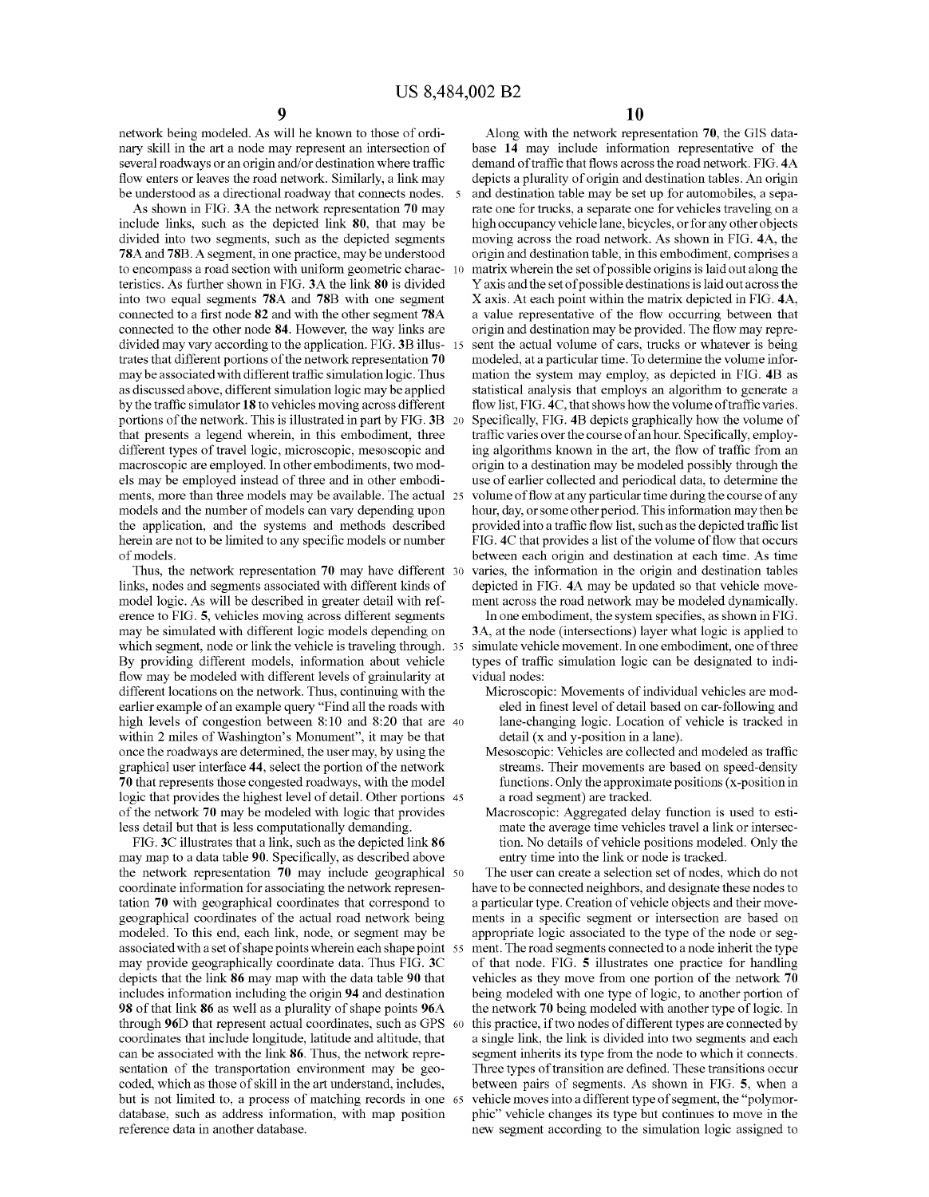network being modeled. As will he known to those of ordinary skill in the art a node may represent an intersection of several roadways or an origin and/or destination where traffic flow enters or leaves the road network. Similarly, a link may be understood as a directional roadway that connects nodes.

As shown in FIG. 3A the network representation 70 may include links, such as the depicted link 80, that may be divided into two segments, such as the depicted segments 78A and 78B. A segment, in one practice, may be understood to encompass a road section with uniform geometric characteristics. As further shown in FIG. 3A the link 80 is divided into two equal segments 78A and 78B with one segment connected to a first node 82 and with the other segment 78A connected to the other node 84. However, the way links are divided may vary according to the application. FIG. 3B illustrates that different portions of the network representation 70 may be associated with different traffic simulation logic. Thus as discussed above, different simulation logic may be applied by the traffic simulator 18 to vehicles moving across different portions of the network. This is illustrated in part by FIG. 3B that presents a legend wherein, in this embodiment, three different types of travel logic, microscopic, mesoscopic and macroscopic are employed. In other embodiments, two models may be employed instead of three and in other embodiments, more than three models may be available. The actual models and the number of models can vary depending upon the application, and the systems and methods described herein are not to be limited to any specific models or number of models.

Thus, the network representation 70 may have different links, nodes and segments associated with different kinds of model logic. As will be described in greater detail with reference to FIG. 5, vehicles moving across different segments may be simulated with different logic models depending on which segment, node or link the vehicle is traveling through. By providing different models, information about vehicle flow may be modeled with different levels of granularity at different locations on the network. Thus, continuing with the earlier example of an example query "Find all the roads with high levels of congestion between 8:10 and 8:20 that are within 2 miles of Washington's Monument", it may be that once the roadways are determined, the user may, by using the graphical user interface 44, select the portion of the network 70 that represents those congested roadways, with the model logic that provides the highest level of detail. Other portions of the network 70 may be modeled with logic that provides less detail but that is less computationally demanding.

FIG. 3C illustrates that a link, such as the depicted link 86 may map to a data table 90. Specifically, as described above the network representation 70 may include geographical coordinate information for associating the network representation 70 with geographical coordinates that correspond to geographical coordinates of the actual road network being modeled. To this end, each link, node, or segment may be associated with a set of shape points wherein each shape point may provide geographically coordinate data. Thus FIG. 3C depicts that the link 86 may map with the data table 90 that includes information including the origin 94 and destination 98 of that link 86 as well as a plurality of shape points 96A through 96D that represent actual coordinates, such as GPS coordinates that include longitude, latitude and altitude, that can be associated with the link 86. Thus, the network representation of the transportation environment may be geocoded, which as those of skill in the art understand, includes, but is not limited to, a process of matching records in one database, such as address information, with map position reference data in another database.

Along with the network representation 70, the GIS database 14 may include information representative of the demand of traffic that flows across the road network. FIG. 4A depicts a plurality of origin and destination tables. An origin and destination table may be set up for automobiles, a separate one for trucks, a separate one for vehicles traveling on a high occupancy vehicle lane, bicycles, or for any other objects moving across the road network. As shown in FIG. 4A, the origin and destination table, in this embodiment, comprises a matrix wherein the set of possible origins is laid out along the Y axis and the set of possible destinations is laid out across the X axis. At each point within the matrix depicted in FIG. 4A, a value representative of the flow occurring between that origin and destination may be provided. The flow may represent the actual volume of cars, trucks or whatever is being modeled, at a particular time. To determine the volume information the system may employ, as depicted in FIG. 4B as statistical analysis that employs an algorithm to generate a flow list, FIG. 4C, that shows how the volume of traffic varies. Specifically, FIG. 4B depicts graphically how the volume of traffic varies over the course of an hour. Specifically, employing algorithms known in the art, the flow of traffic from an origin to a destination may be modeled possibly through the use of earlier collected and periodical data, to determine the volume of flow at any particular time during the course of any hour, day, or some other period. This information may then be provided into a traffic flow list, such as the depicted traffic list FIG. 4C that provides a list of the volume of flow that occurs between each origin and destination at each time. As time varies, the information in the origin and destination tables depicted in FIG. 4A may be updated so that vehicle movement across the road network may be modeled dynamically.

In one embodiment, the system specifies, as shown in FIG. 3A, at the node (intersections) layer what logic is applied to simulate vehicle movement. In one embodiment, one of three types of traffic simulation logic can be designated to individual nodes:

- Microscopic: Movements of individual vehicles are modeled in finest level of detail based on car-following and lane-changing logic. Location of vehicle is tracked in detail (x and y-position in a lane).
- Mesoscopic: Vehicles are collected and modeled as traffic streams. Their movements are based on speed-density functions. Only the approximate positions (x-position in a road segment) are tracked.
- Macroscopic: Aggregated delay function is used to estimate the average time vehicles travel a link or intersection. No details of vehicle positions modeled. Only the entry time into the link or node is tracked.

The user can create a selection set of nodes, which do not have to be connected neighbors, and designate these nodes to a particular type. Creation of vehicle objects and their movements in a specific segment or intersection are based on appropriate logic associated to the type of the node or segment. The road segments connected to a node inherit the type of that node. FIG. 5 illustrates one practice for handling vehicles as they move from one portion of the network 70 being modeled with one type of logic, to another portion of the network 70 being modeled with another type of logic. In this practice, if two nodes of different types are connected by a single link, the link is divided into two segments and each segment inherits its type from the node to which it connects. Three types of transition are defined. These transitions occur between pairs of segments. As shown in FIG. 5, when a vehicle moves into a different type of segment, the "polymorphic" vehicle changes its type but continues to move in the new segment according to the simulation logic assigned to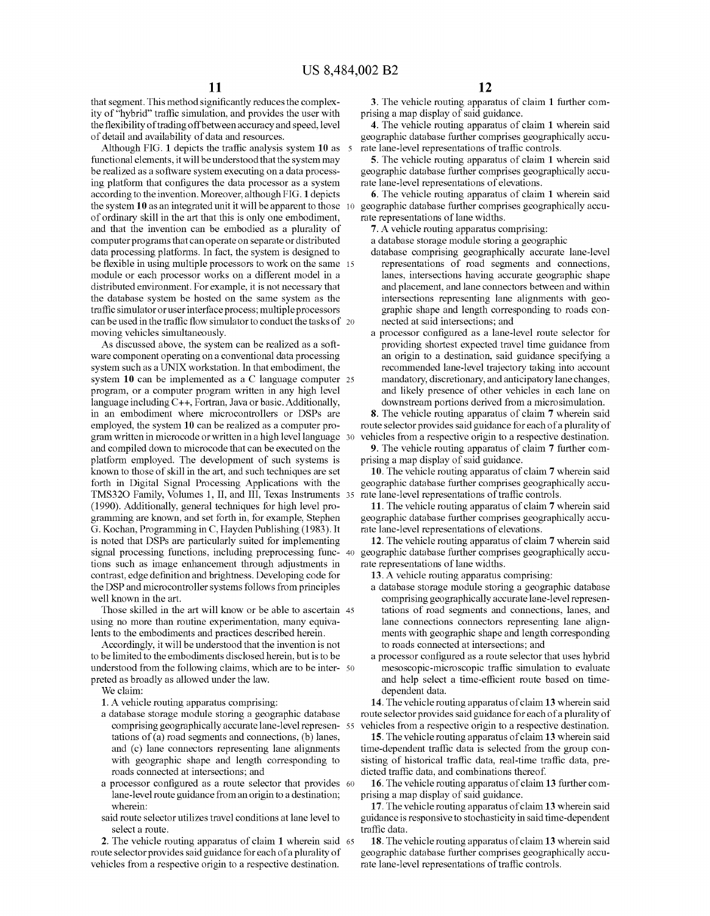that segment. This method significantly reduces the complexity of "hybrid" traffic simulation, and provides the user with the flexibility of trading off between accuracy and speed, level of detail and availability of data and resources.

Although FIG. **1** depicts the traffic analysis system **10** as functional elements, it will be understood that the system may be realized as a software system executing on a data processing platform that configures the data processor as a system according to the invention. Moreover, although FIG. **1** depicts the system **10** as an integrated unit it will be apparent to those of ordinary skill in the art that this is only one embodiment, and that the invention can be embodied as a plurality of computer programs that can operate on separate or distributed data processing platforms. In fact, the system is designed to be flexible in using multiple processors to work on the same module or each processor works on a different model in a distributed environment. For example, it is not necessary that the database system be hosted on the same system as the traffic simulator or user interface process; multiple processors can be used in the traffic flow simulator to conduct the tasks of moving vehicles simultaneously.

As discussed above, the system can be realized as a software component operating on a conventional data processing system such as a UNIX workstation. In that embodiment, the system **10** can be implemented as a C language computer program, or a computer program written in any high level language including C++, Fortran, Java or basic. Additionally, in an embodiment where microcontrollers or DSPs are employed, the system **10** can be realized as a computer program written in microcode or written in a high level language and compiled down to microcode that can be executed on the platform employed. The development of such systems is known to those of skill in the art, and such techniques are set forth in Digital Signal Processing Applications with the TMS32O Family, Volumes 1, II, and III, Texas Instruments (1990). Additionally, general techniques for high level programming are known, and set forth in, for example, Stephen G. Kochan, Programming in C, Hayden Publishing (1983). It is noted that DSPs are particularly suited for implementing signal processing functions, including preprocessing functions such as image enhancement through adjustments in contrast, edge definition and brightness. Developing code for the DSP and microcontroller systems follows from principles well known in the art.

Those skilled in the art will know or be able to ascertain using no more than routine experimentation, many equivalents to the embodiments and practices described herein.

Accordingly, it will be understood that the invention is not to be limited to the embodiments disclosed herein, but is to be understood from the following claims, which are to be interpreted as broadly as allowed under the law.

We claim:

**1**. A vehicle routing apparatus comprising:

a database storage module storing a geographic database comprising geographically accurate lane-level representations of (a) road segments and connections, (b) lanes, and (c) lane connectors representing lane alignments with geographic shape and length corresponding to roads connected at intersections; and

a processor configured as a route selector that provides lane-level route guidance from an origin to a destination; wherein:

said route selector utilizes travel conditions at lane level to select a route.

**2**. The vehicle routing apparatus of claim **1** wherein said route selector provides said guidance for each of a plurality of vehicles from a respective origin to a respective destination.

**3**. The vehicle routing apparatus of claim **1** further comprising a map display of said guidance.

**4**. The vehicle routing apparatus of claim **1** wherein said geographic database further comprises geographically accurate lane-level representations of traffic controls.

**5**. The vehicle routing apparatus of claim **1** wherein said geographic database further comprises geographically accurate lane-level representations of elevations.

**6**. The vehicle routing apparatus of claim **1** wherein said geographic database further comprises geographically accurate representations of lane widths.

**7**. A vehicle routing apparatus comprising:

a database storage module storing a geographic database comprising geographically accurate lane-level representations of road segments and connections, lanes, intersections having accurate geographic shape and placement, and lane connectors between and within intersections representing lane alignments with geographic shape and length corresponding to roads connected at said intersections; and

a processor configured as a lane-level route selector for providing shortest expected travel time guidance from an origin to a destination, said guidance specifying a recommended lane-level trajectory taking into account mandatory, discretionary, and anticipatory lane changes, and likely presence of other vehicles in each lane on downstream portions derived from a microsimulation.

**8**. The vehicle routing apparatus of claim **7** wherein said route selector provides said guidance for each of a plurality of vehicles from a respective origin to a respective destination.

**9**. The vehicle routing apparatus of claim **7** further comprising a map display of said guidance.

**10**. The vehicle routing apparatus of claim **7** wherein said geographic database further comprises geographically accurate lane-level representations of traffic controls.

**11**. The vehicle routing apparatus of claim **7** wherein said geographic database further comprises geographically accurate lane-level representations of elevations.

**12**. The vehicle routing apparatus of claim **7** wherein said geographic database further comprises geographically accurate representations of lane widths.

**13**. A vehicle routing apparatus comprising:

a database storage module storing a geographic database comprising geographically accurate lane-level representations of road segments and connections, lanes, and lane connections connectors representing lane alignments with geographic shape and length corresponding to roads connected at intersections; and

a processor configured as a route selector that uses hybrid mesoscopic-microscopic traffic simulation to evaluate and help select a time-efficient route based on time-dependent data.

**14**. The vehicle routing apparatus of claim **13** wherein said route selector provides said guidance for each of a plurality of vehicles from a respective origin to a respective destination.

**15**. The vehicle routing apparatus of claim **13** wherein said time-dependent traffic data is selected from the group consisting of historical traffic data, real-time traffic data, predicted traffic data, and combinations thereof.

**16**. The vehicle routing apparatus of claim **13** further comprising a map display of said guidance.

**17**. The vehicle routing apparatus of claim **13** wherein said guidance is responsive to stochasticity in said time-dependent traffic data.

**18**. The vehicle routing apparatus of claim **13** wherein said geographic database further comprises geographically accurate lane-level representations of traffic controls.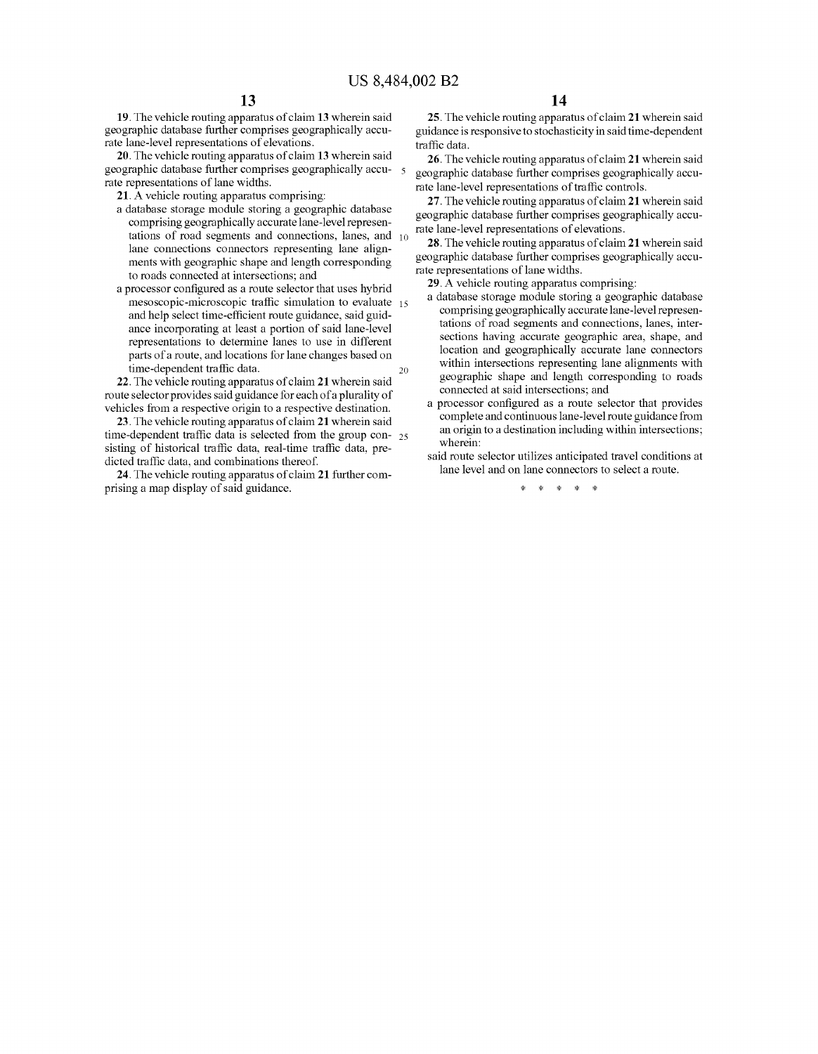19. The vehicle routing apparatus of claim **13** wherein said geographic database further comprises geographically accurate lane-level representations of elevations.

20. The vehicle routing apparatus of claim **13** wherein said geographic database further comprises geographically accurate representations of lane widths.

21. A vehicle routing apparatus comprising:

a database storage module storing a geographic database comprising geographically accurate lane-level representations of road segments and connections, lanes, and lane connections connectors representing lane alignments with geographic shape and length corresponding to roads connected at intersections; and

a processor configured as a route selector that uses hybrid mesoscopic-microscopic traffic simulation to evaluate and help select time-efficient route guidance, said guidance incorporating at least a portion of said lane-level representations to determine lanes to use in different parts of a route, and locations for lane changes based on time-dependent traffic data.

22. The vehicle routing apparatus of claim **21** wherein said route selector provides said guidance for each of a plurality of vehicles from a respective origin to a respective destination.

23. The vehicle routing apparatus of claim **21** wherein said time-dependent traffic data is selected from the group consisting of historical traffic data, real-time traffic data, predicted traffic data, and combinations thereof.

24. The vehicle routing apparatus of claim **21** further comprising a map display of said guidance.

25. The vehicle routing apparatus of claim **21** wherein said guidance is responsive to stochasticity in said time-dependent traffic data.

26. The vehicle routing apparatus of claim **21** wherein said geographic database further comprises geographically accurate lane-level representations of traffic controls.

27. The vehicle routing apparatus of claim **21** wherein said geographic database further comprises geographically accurate lane-level representations of elevations.

28. The vehicle routing apparatus of claim **21** wherein said geographic database further comprises geographically accurate representations of lane widths.

29. A vehicle routing apparatus comprising:

a database storage module storing a geographic database comprising geographically accurate lane-level representations of road segments and connections, lanes, intersections having accurate geographic area, shape, and location and geographically accurate lane connectors within intersections representing lane alignments with geographic shape and length corresponding to roads connected at said intersections; and

a processor configured as a route selector that provides complete and continuous lane-level route guidance from an origin to a destination including within intersections; wherein:

said route selector utilizes anticipated travel conditions at lane level and on lane connectors to select a route.

* * * * *